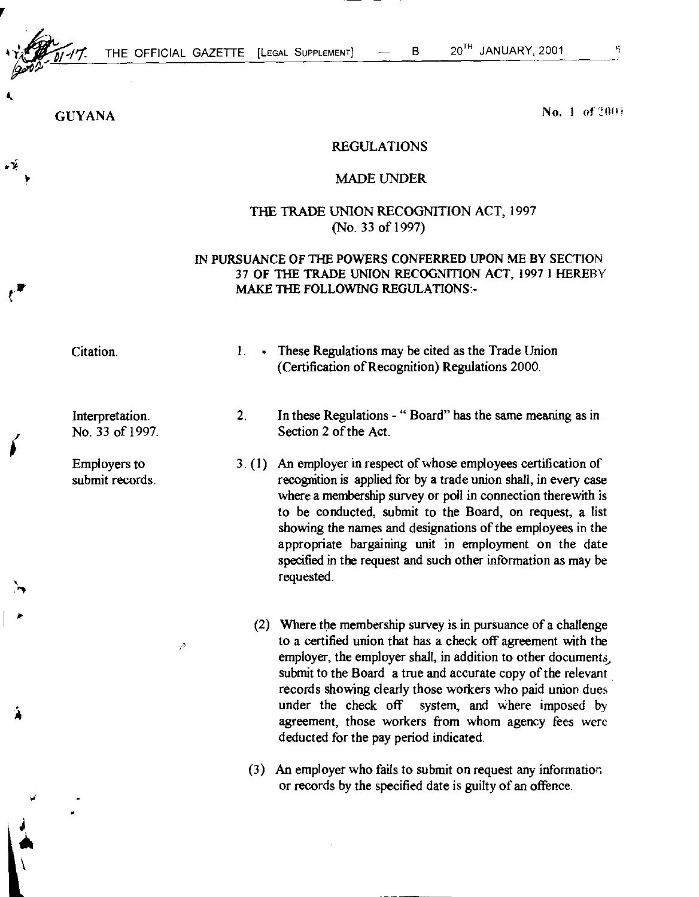GUYANA

No. 1 of 2001

## REGULATIONS

## MADE UNDER

## THE TRADE UNION RECOGNITION ACT, 1997 (No. 33 of 1997)

IN PURSUANCE OF THE POWERS CONFERRED UPON ME BY SECTION 37 OF THE TRADE UNION RECOGNITION ACT, 1997 I HEREBY MAKE THE FOLLOWING REGULATIONS:-

Citation.

1. These Regulations may be cited as the Trade Union (Certification of Recognition) Regulations 2000.

Interpretation. No. 33 of 1997.

2. In these Regulations - "Board" has the same meaning as in Section 2 of the Act.

Employers to submit records.

3. (1) An employer in respect of whose employees certification of recognition is applied for by a trade union shall, in every case where a membership survey or poll in connection therewith is to be conducted, submit to the Board, on request, a list showing the names and designations of the employees in the appropriate bargaining unit in employment on the date specified in the request and such other information as may be requested.

(2) Where the membership survey is in pursuance of a challenge to a certified union that has a check off agreement with the employer, the employer shall, in addition to other documents, submit to the Board a true and accurate copy of the relevant records showing clearly those workers who paid union dues under the check off system, and where imposed by agreement, those workers from whom agency fees were deducted for the pay period indicated.

(3) An employer who fails to submit on request any information or records by the specified date is guilty of an offence.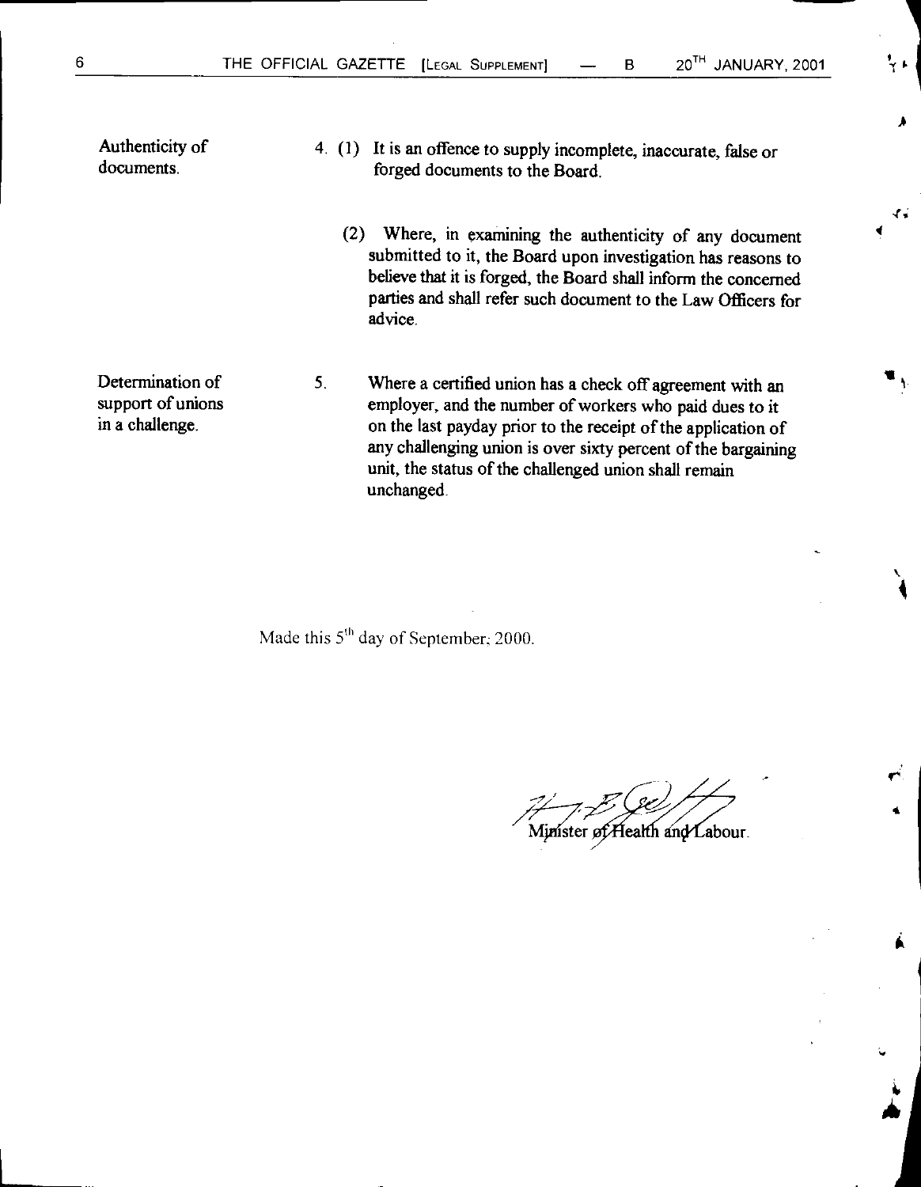Authenticity of documents.

4. (1) It is an offence to supply incomplete, inaccurate, false or forged documents to the Board.

(2) Where, in examining the authenticity of any document submitted to it, the Board upon investigation has reasons to believe that it is forged, the Board shall inform the concerned parties and shall refer such document to the Law Officers for advice.

Determination of support of unions in a challenge.

5. Where a certified union has a check off agreement with an employer, and the number of workers who paid dues to it on the last payday prior to the receipt of the application of any challenging union is over sixty percent of the bargaining unit, the status of the challenged union shall remain unchanged.

Made this 5th day of September, 2000.

Minister of Health and Labour.